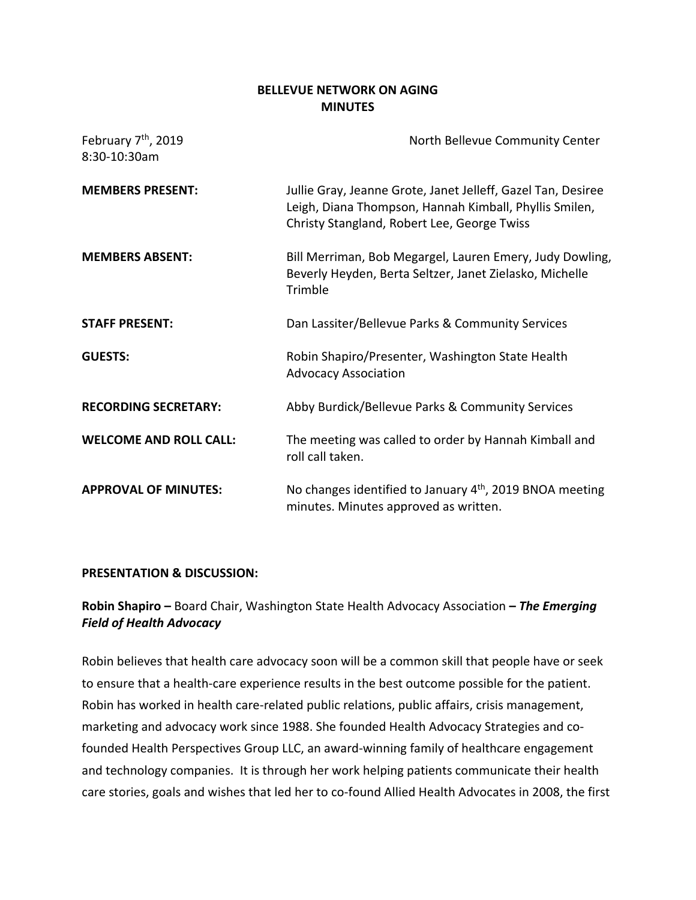# BELLEVUE NETWORK ON AGING
## MINUTES

| | |
|---|---|
| February 7th, 2019<br>8:30-10:30am | North Bellevue Community Center |
| **MEMBERS PRESENT:** | Jullie Gray, Jeanne Grote, Janet Jelleff, Gazel Tan, Desiree Leigh, Diana Thompson, Hannah Kimball, Phyllis Smilen, Christy Stangland, Robert Lee, George Twiss |
| **MEMBERS ABSENT:** | Bill Merriman, Bob Megargel, Lauren Emery, Judy Dowling, Beverly Heyden, Berta Seltzer, Janet Zielasko, Michelle Trimble |
| **STAFF PRESENT:** | Dan Lassiter/Bellevue Parks & Community Services |
| **GUESTS:** | Robin Shapiro/Presenter, Washington State Health Advocacy Association |
| **RECORDING SECRETARY:** | Abby Burdick/Bellevue Parks & Community Services |
| **WELCOME AND ROLL CALL:** | The meeting was called to order by Hannah Kimball and roll call taken. |
| **APPROVAL OF MINUTES:** | No changes identified to January 4th, 2019 BNOA meeting minutes. Minutes approved as written. |

**PRESENTATION & DISCUSSION:**

**Robin Shapiro –** Board Chair, Washington State Health Advocacy Association **– *The Emerging Field of Health Advocacy***

Robin believes that health care advocacy soon will be a common skill that people have or seek to ensure that a health-care experience results in the best outcome possible for the patient. Robin has worked in health care-related public relations, public affairs, crisis management, marketing and advocacy work since 1988. She founded Health Advocacy Strategies and co-founded Health Perspectives Group LLC, an award-winning family of healthcare engagement and technology companies. It is through her work helping patients communicate their health care stories, goals and wishes that led her to co-found Allied Health Advocates in 2008, the first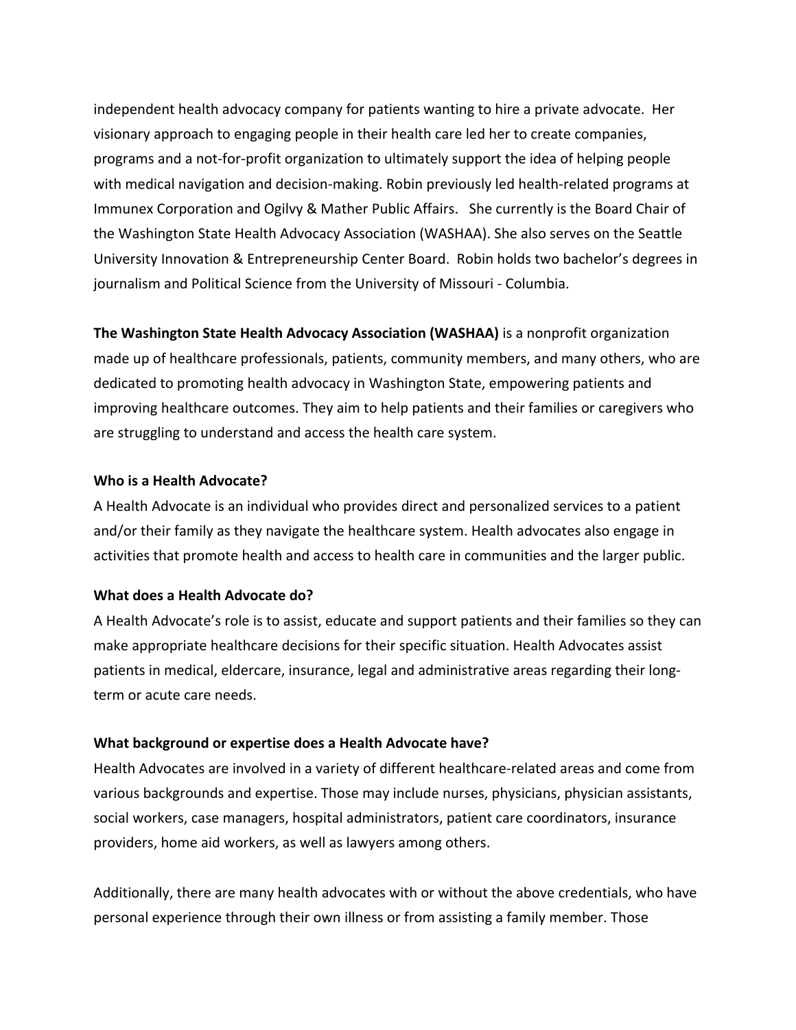independent health advocacy company for patients wanting to hire a private advocate. Her visionary approach to engaging people in their health care led her to create companies, programs and a not-for-profit organization to ultimately support the idea of helping people with medical navigation and decision-making. Robin previously led health-related programs at Immunex Corporation and Ogilvy & Mather Public Affairs. She currently is the Board Chair of the Washington State Health Advocacy Association (WASHAA). She also serves on the Seattle University Innovation & Entrepreneurship Center Board. Robin holds two bachelor's degrees in journalism and Political Science from the University of Missouri - Columbia.

**The Washington State Health Advocacy Association (WASHAA)** is a nonprofit organization made up of healthcare professionals, patients, community members, and many others, who are dedicated to promoting health advocacy in Washington State, empowering patients and improving healthcare outcomes. They aim to help patients and their families or caregivers who are struggling to understand and access the health care system.

**Who is a Health Advocate?**

A Health Advocate is an individual who provides direct and personalized services to a patient and/or their family as they navigate the healthcare system. Health advocates also engage in activities that promote health and access to health care in communities and the larger public.

**What does a Health Advocate do?**

A Health Advocate's role is to assist, educate and support patients and their families so they can make appropriate healthcare decisions for their specific situation. Health Advocates assist patients in medical, eldercare, insurance, legal and administrative areas regarding their long-term or acute care needs.

**What background or expertise does a Health Advocate have?**

Health Advocates are involved in a variety of different healthcare-related areas and come from various backgrounds and expertise. Those may include nurses, physicians, physician assistants, social workers, case managers, hospital administrators, patient care coordinators, insurance providers, home aid workers, as well as lawyers among others.

Additionally, there are many health advocates with or without the above credentials, who have personal experience through their own illness or from assisting a family member. Those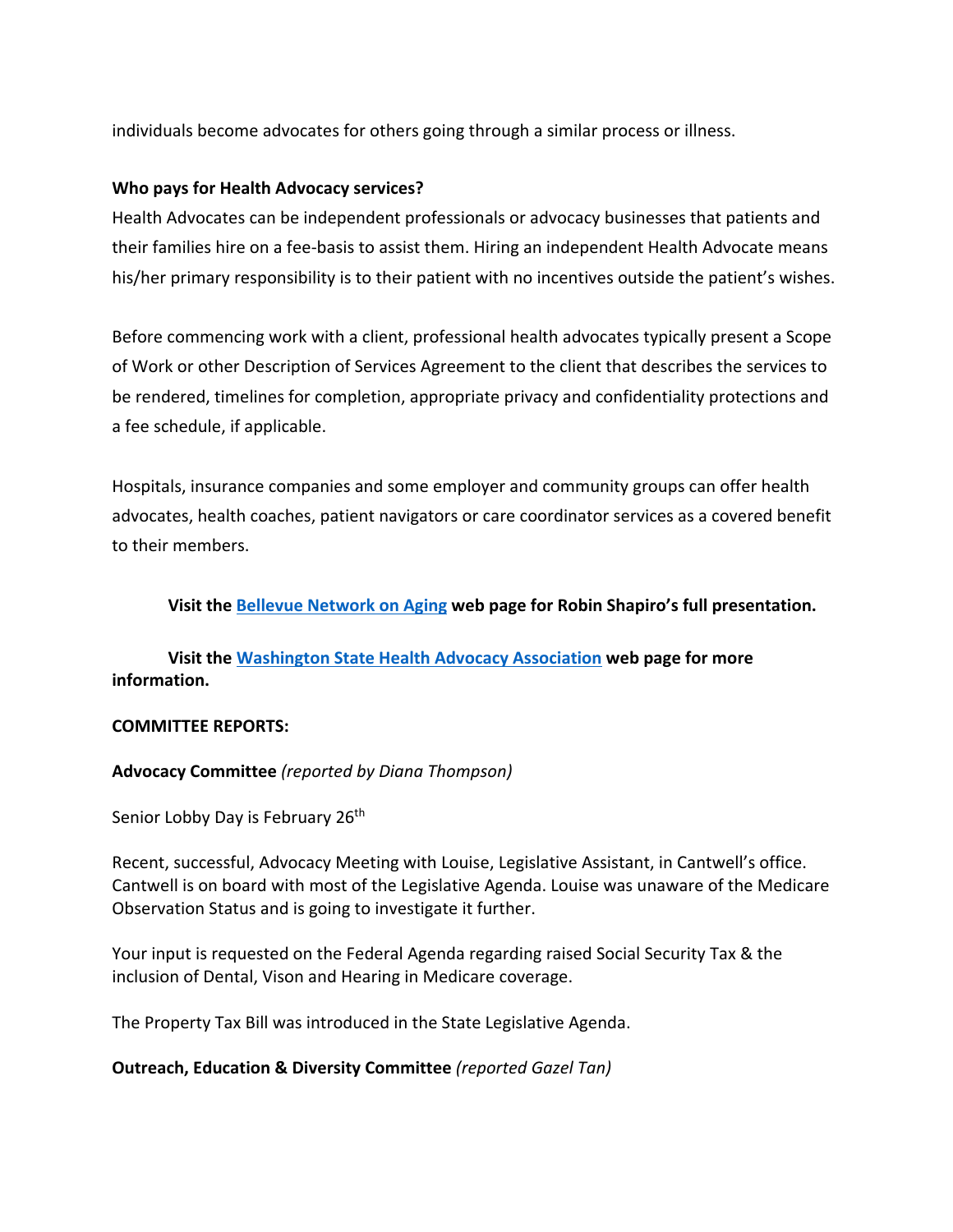individuals become advocates for others going through a similar process or illness.

**Who pays for Health Advocacy services?**

Health Advocates can be independent professionals or advocacy businesses that patients and their families hire on a fee-basis to assist them. Hiring an independent Health Advocate means his/her primary responsibility is to their patient with no incentives outside the patient's wishes.

Before commencing work with a client, professional health advocates typically present a Scope of Work or other Description of Services Agreement to the client that describes the services to be rendered, timelines for completion, appropriate privacy and confidentiality protections and a fee schedule, if applicable.

Hospitals, insurance companies and some employer and community groups can offer health advocates, health coaches, patient navigators or care coordinator services as a covered benefit to their members.

**Visit the [Bellevue Network on Aging] web page for Robin Shapiro's full presentation.**

**Visit the [Washington State Health Advocacy Association] web page for more information.**

**COMMITTEE REPORTS:**

**Advocacy Committee** *(reported by Diana Thompson)*

Senior Lobby Day is February 26th

Recent, successful, Advocacy Meeting with Louise, Legislative Assistant, in Cantwell's office. Cantwell is on board with most of the Legislative Agenda. Louise was unaware of the Medicare Observation Status and is going to investigate it further.

Your input is requested on the Federal Agenda regarding raised Social Security Tax & the inclusion of Dental, Vison and Hearing in Medicare coverage.

The Property Tax Bill was introduced in the State Legislative Agenda.

**Outreach, Education & Diversity Committee** *(reported Gazel Tan)*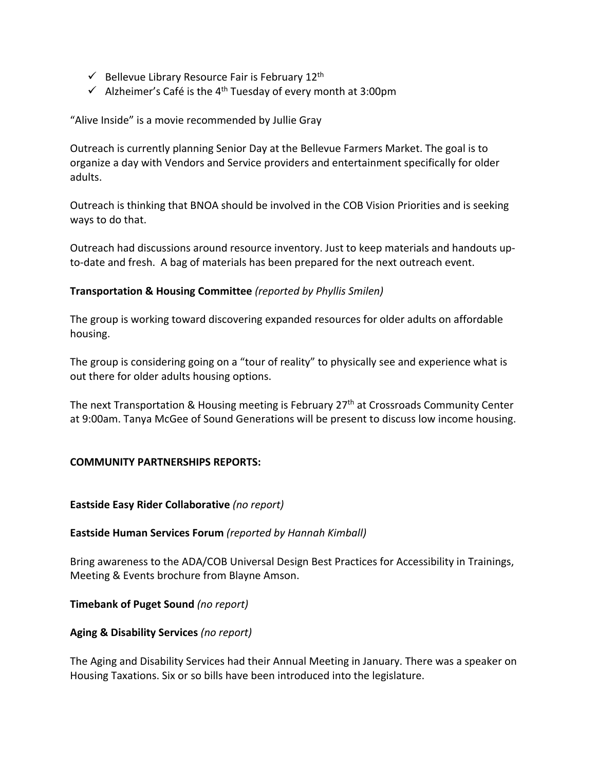- ✓ Bellevue Library Resource Fair is February 12th
- ✓ Alzheimer's Café is the 4th Tuesday of every month at 3:00pm

"Alive Inside" is a movie recommended by Jullie Gray

Outreach is currently planning Senior Day at the Bellevue Farmers Market. The goal is to organize a day with Vendors and Service providers and entertainment specifically for older adults.

Outreach is thinking that BNOA should be involved in the COB Vision Priorities and is seeking ways to do that.

Outreach had discussions around resource inventory. Just to keep materials and handouts up-to-date and fresh. A bag of materials has been prepared for the next outreach event.

**Transportation & Housing Committee** *(reported by Phyllis Smilen)*

The group is working toward discovering expanded resources for older adults on affordable housing.

The group is considering going on a "tour of reality" to physically see and experience what is out there for older adults housing options.

The next Transportation & Housing meeting is February 27th at Crossroads Community Center at 9:00am. Tanya McGee of Sound Generations will be present to discuss low income housing.

**COMMUNITY PARTNERSHIPS REPORTS:**

**Eastside Easy Rider Collaborative** *(no report)*

**Eastside Human Services Forum** *(reported by Hannah Kimball)*

Bring awareness to the ADA/COB Universal Design Best Practices for Accessibility in Trainings, Meeting & Events brochure from Blayne Amson.

**Timebank of Puget Sound** *(no report)*

**Aging & Disability Services** *(no report)*

The Aging and Disability Services had their Annual Meeting in January. There was a speaker on Housing Taxations. Six or so bills have been introduced into the legislature.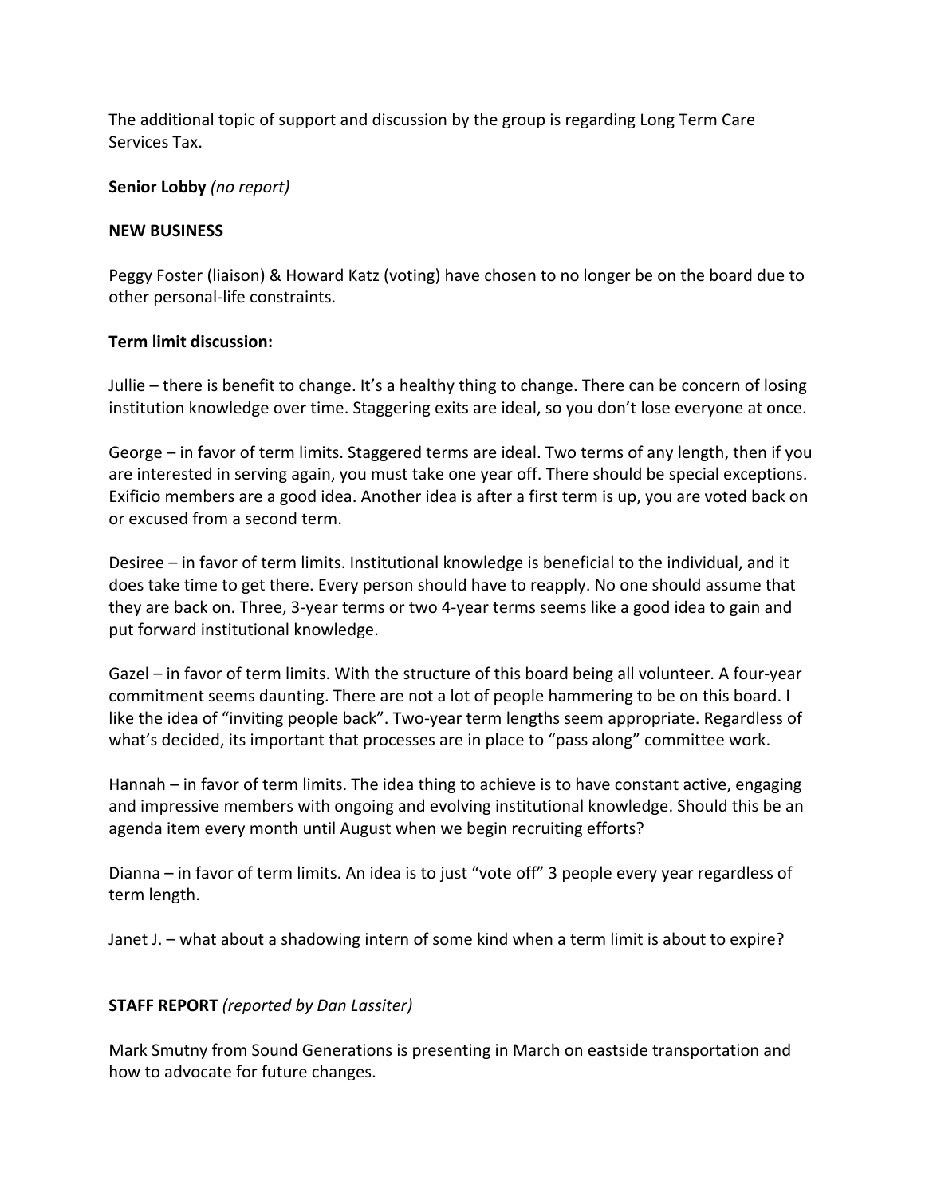The additional topic of support and discussion by the group is regarding Long Term Care Services Tax.

**Senior Lobby** *(no report)*

**NEW BUSINESS**

Peggy Foster (liaison) & Howard Katz (voting) have chosen to no longer be on the board due to other personal-life constraints.

**Term limit discussion:**

Jullie – there is benefit to change. It's a healthy thing to change. There can be concern of losing institution knowledge over time. Staggering exits are ideal, so you don't lose everyone at once.

George – in favor of term limits. Staggered terms are ideal. Two terms of any length, then if you are interested in serving again, you must take one year off. There should be special exceptions. Exificio members are a good idea. Another idea is after a first term is up, you are voted back on or excused from a second term.

Desiree – in favor of term limits. Institutional knowledge is beneficial to the individual, and it does take time to get there. Every person should have to reapply. No one should assume that they are back on. Three, 3-year terms or two 4-year terms seems like a good idea to gain and put forward institutional knowledge.

Gazel – in favor of term limits. With the structure of this board being all volunteer. A four-year commitment seems daunting. There are not a lot of people hammering to be on this board. I like the idea of "inviting people back". Two-year term lengths seem appropriate. Regardless of what's decided, its important that processes are in place to "pass along" committee work.

Hannah – in favor of term limits. The idea thing to achieve is to have constant active, engaging and impressive members with ongoing and evolving institutional knowledge. Should this be an agenda item every month until August when we begin recruiting efforts?

Dianna – in favor of term limits. An idea is to just "vote off" 3 people every year regardless of term length.

Janet J. – what about a shadowing intern of some kind when a term limit is about to expire?

**STAFF REPORT** *(reported by Dan Lassiter)*

Mark Smutny from Sound Generations is presenting in March on eastside transportation and how to advocate for future changes.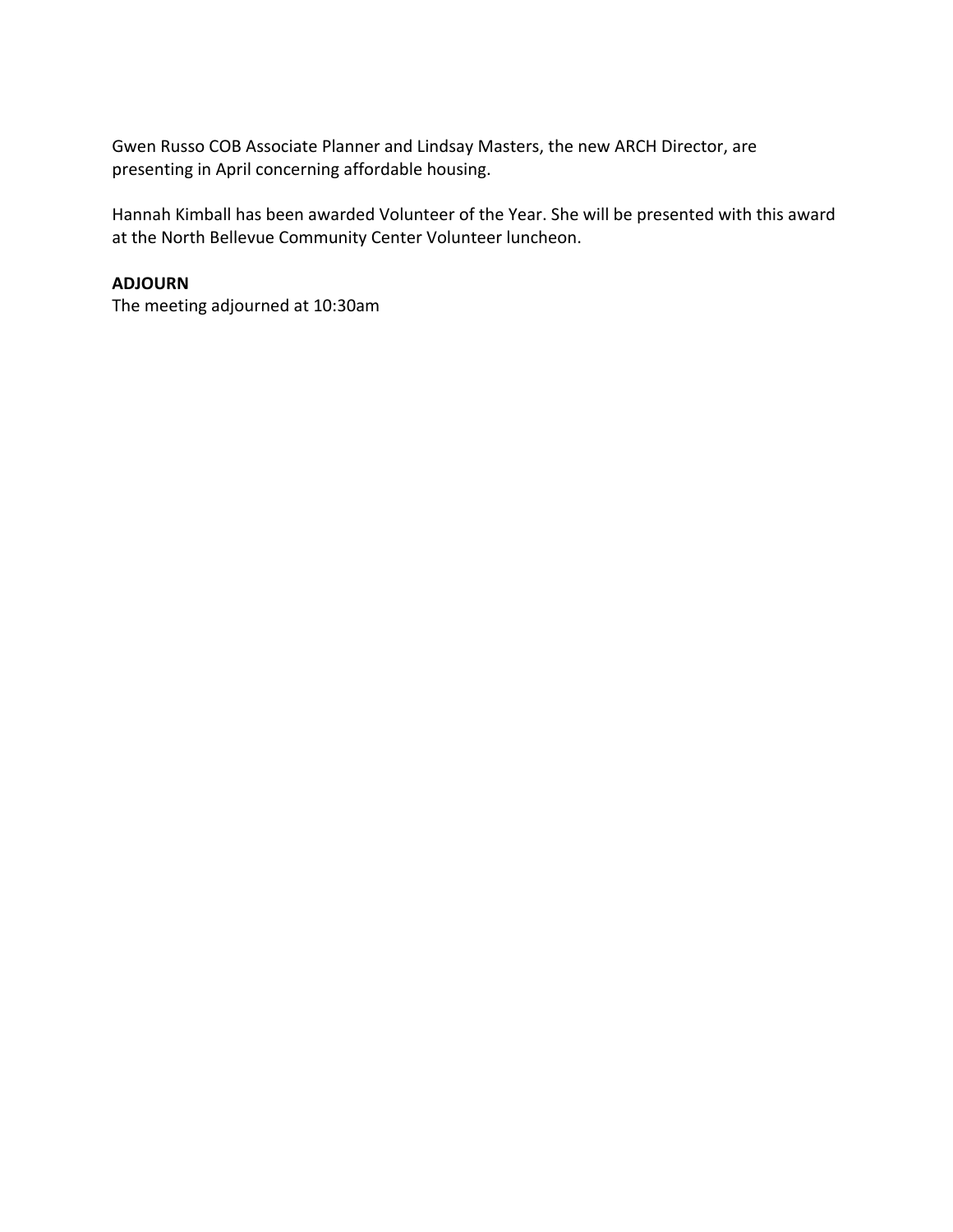Gwen Russo COB Associate Planner and Lindsay Masters, the new ARCH Director, are presenting in April concerning affordable housing.

Hannah Kimball has been awarded Volunteer of the Year. She will be presented with this award at the North Bellevue Community Center Volunteer luncheon.

**ADJOURN**

The meeting adjourned at 10:30am